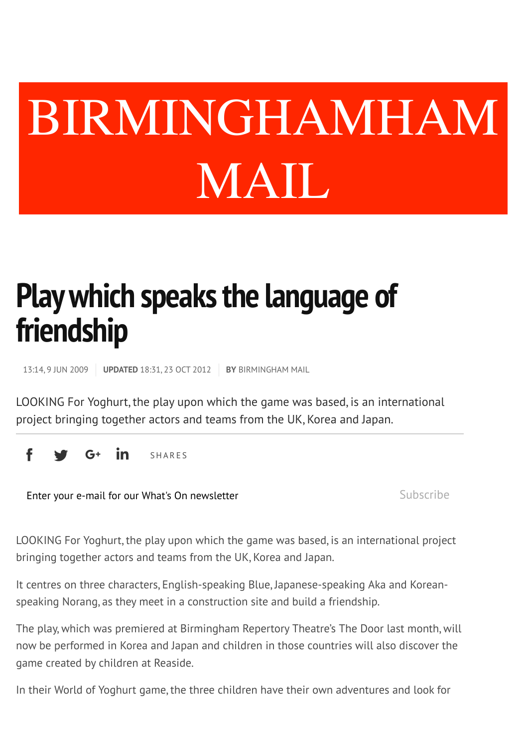# BIRMINGHAMHAM MAIL

## Play which speaks the language of friendship

13:14, 9 JUN 2009 | **UPDATED** 18:31, 23 OCT 2012 | **BY** BIRMINGHAM MAIL

LOOKING For Yoghurt, the play upon which the game was based, is an international project bringing together actors and teams from the UK, Korea and Japan.

SHARES

Enter your e-mail for our What's On newsletter

Subscribe

LOOKING For Yoghurt, the play upon which the game was based, is an international project bringing together actors and teams from the UK, Korea and Japan.

It centres on three characters, English-speaking Blue, Japanese-speaking Aka and Korean-speaking Norang, as they meet in a construction site and build a friendship.

The play, which was premiered at Birmingham Repertory Theatre's The Door last month, will now be performed in Korea and Japan and children in those countries will also discover the game created by children at Reaside.

In their World of Yoghurt game, the three children have their own adventures and look for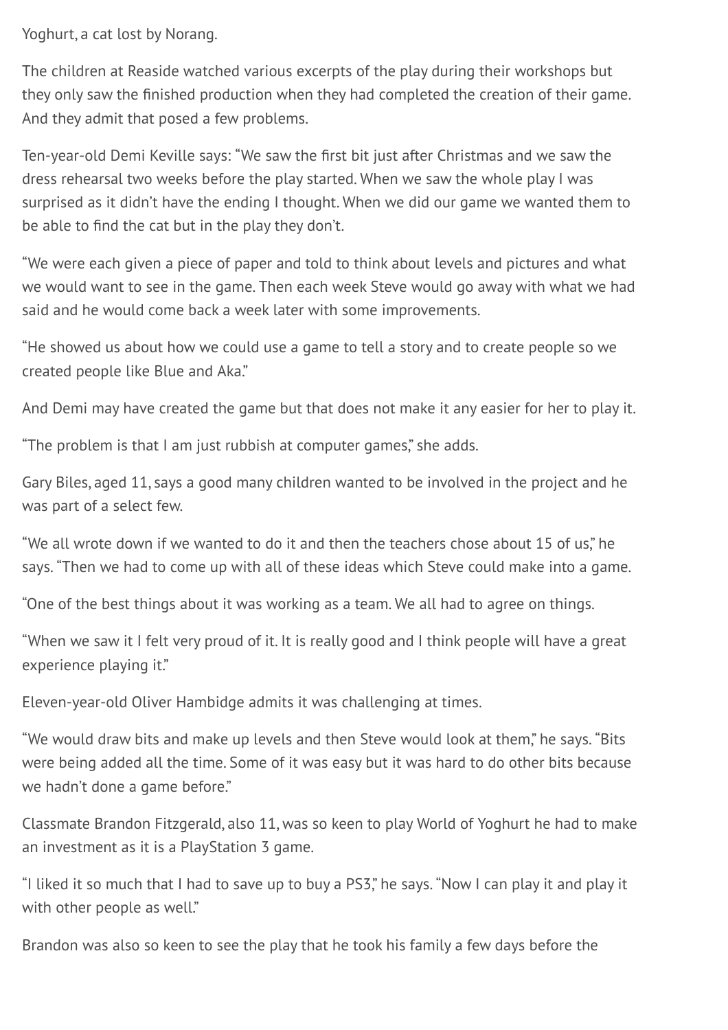Yoghurt, a cat lost by Norang.

The children at Reaside watched various excerpts of the play during their workshops but they only saw the finished production when they had completed the creation of their game. And they admit that posed a few problems.

Ten-year-old Demi Keville says: "We saw the first bit just after Christmas and we saw the dress rehearsal two weeks before the play started. When we saw the whole play I was surprised as it didn't have the ending I thought. When we did our game we wanted them to be able to find the cat but in the play they don't.

"We were each given a piece of paper and told to think about levels and pictures and what we would want to see in the game. Then each week Steve would go away with what we had said and he would come back a week later with some improvements.

"He showed us about how we could use a game to tell a story and to create people so we created people like Blue and Aka."

And Demi may have created the game but that does not make it any easier for her to play it.

"The problem is that I am just rubbish at computer games," she adds.

Gary Biles, aged 11, says a good many children wanted to be involved in the project and he was part of a select few.

"We all wrote down if we wanted to do it and then the teachers chose about 15 of us," he says. "Then we had to come up with all of these ideas which Steve could make into a game.

"One of the best things about it was working as a team. We all had to agree on things.

"When we saw it I felt very proud of it. It is really good and I think people will have a great experience playing it."

Eleven-year-old Oliver Hambidge admits it was challenging at times.

"We would draw bits and make up levels and then Steve would look at them," he says. "Bits were being added all the time. Some of it was easy but it was hard to do other bits because we hadn't done a game before."

Classmate Brandon Fitzgerald, also 11, was so keen to play World of Yoghurt he had to make an investment as it is a PlayStation 3 game.

"I liked it so much that I had to save up to buy a PS3," he says. "Now I can play it and play it with other people as well."

Brandon was also so keen to see the play that he took his family a few days before the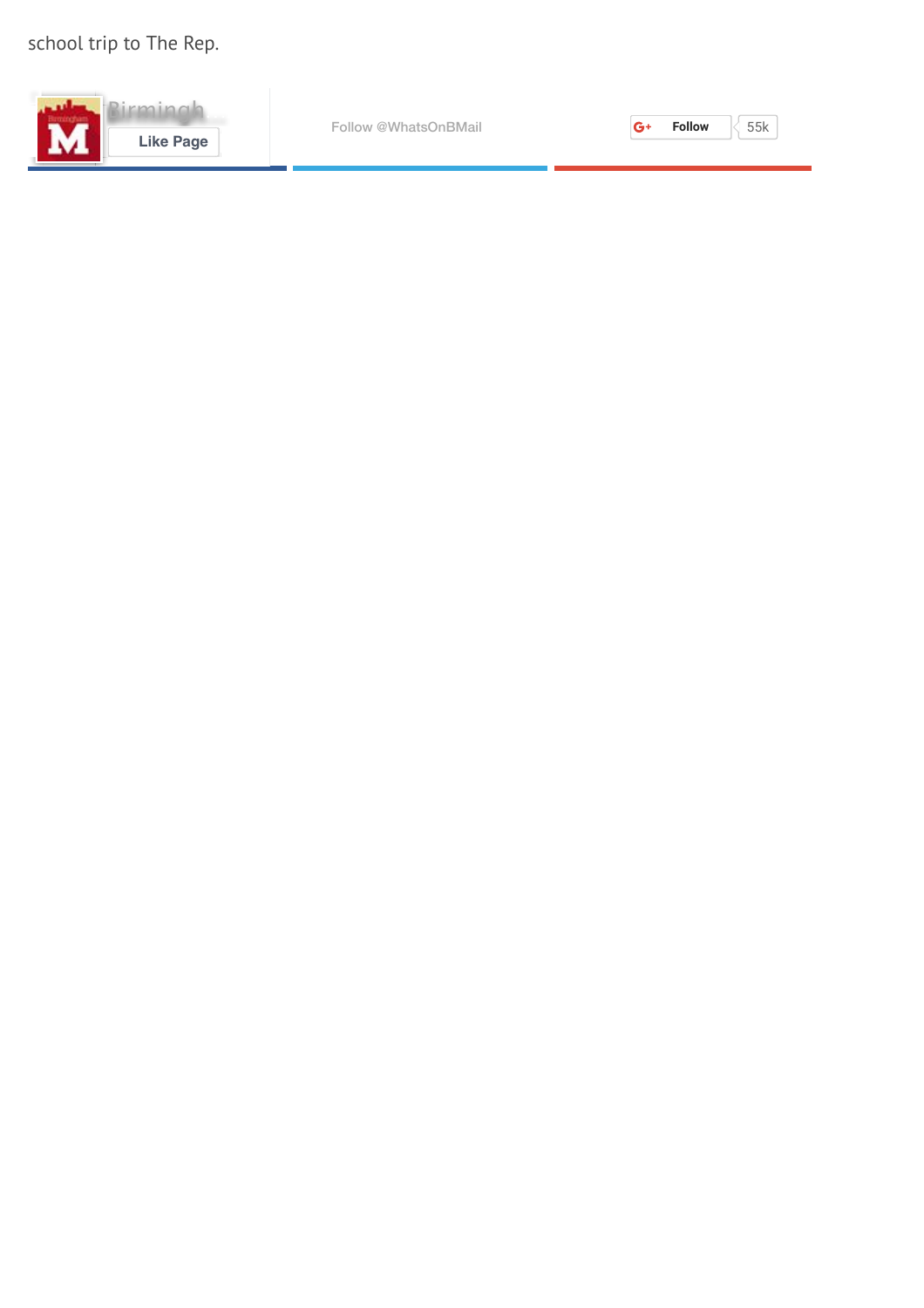school trip to The Rep.

Birmingh...

Like Page

Follow @WhatsOnBMail

Follow 55k